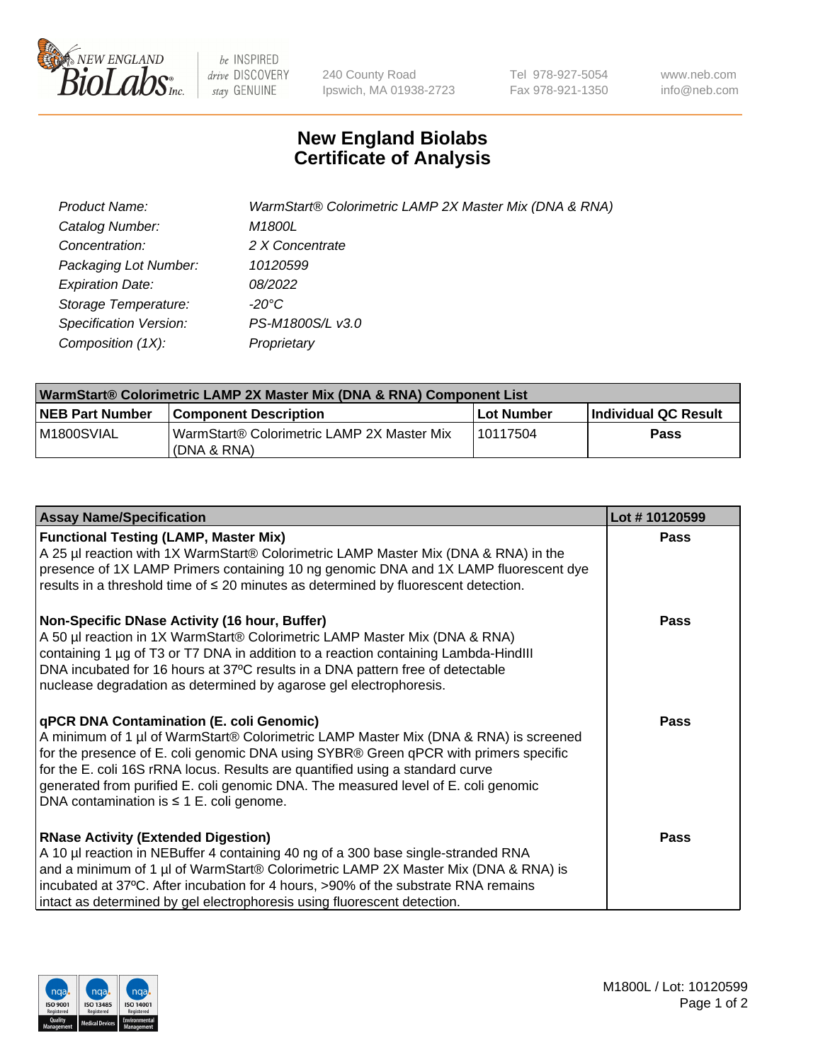240 County Road
Ipswich, MA 01938-2723

Tel 978-927-5054
Fax 978-921-1350

www.neb.com
info@neb.com

# New England Biolabs
# Certificate of Analysis

| | |
|---|---|
| *Product Name:* | *WarmStart® Colorimetric LAMP 2X Master Mix (DNA & RNA)* |
| *Catalog Number:* | *M1800L* |
| *Concentration:* | *2 X Concentrate* |
| *Packaging Lot Number:* | *10120599* |
| *Expiration Date:* | *08/2022* |
| *Storage Temperature:* | *-20°C* |
| *Specification Version:* | *PS-M1800S/L v3.0* |
| *Composition (1X):* | *Proprietary* |

| WarmStart® Colorimetric LAMP 2X Master Mix (DNA & RNA) Component List | | | |
|---|---|---|---|
| **NEB Part Number** | **Component Description** | **Lot Number** | **Individual QC Result** |
| M1800SVIAL | WarmStart® Colorimetric LAMP 2X Master Mix (DNA & RNA) | 10117504 | **Pass** |

| Assay Name/Specification | Lot # 10120599 |
|---|---|
| **Functional Testing (LAMP, Master Mix)**<br>A 25 µl reaction with 1X WarmStart® Colorimetric LAMP Master Mix (DNA & RNA) in the presence of 1X LAMP Primers containing 10 ng genomic DNA and 1X LAMP fluorescent dye results in a threshold time of ≤ 20 minutes as determined by fluorescent detection. | **Pass** |
| **Non-Specific DNase Activity (16 hour, Buffer)**<br>A 50 µl reaction in 1X WarmStart® Colorimetric LAMP Master Mix (DNA & RNA) containing 1 µg of T3 or T7 DNA in addition to a reaction containing Lambda-HindIII DNA incubated for 16 hours at 37ºC results in a DNA pattern free of detectable nuclease degradation as determined by agarose gel electrophoresis. | **Pass** |
| **qPCR DNA Contamination (E. coli Genomic)**<br>A minimum of 1 µl of WarmStart® Colorimetric LAMP Master Mix (DNA & RNA) is screened for the presence of E. coli genomic DNA using SYBR® Green qPCR with primers specific for the E. coli 16S rRNA locus. Results are quantified using a standard curve generated from purified E. coli genomic DNA. The measured level of E. coli genomic DNA contamination is ≤ 1 E. coli genome. | **Pass** |
| **RNase Activity (Extended Digestion)**<br>A 10 µl reaction in NEBuffer 4 containing 40 ng of a 300 base single-stranded RNA and a minimum of 1 µl of WarmStart® Colorimetric LAMP 2X Master Mix (DNA & RNA) is incubated at 37ºC. After incubation for 4 hours, >90% of the substrate RNA remains intact as determined by gel electrophoresis using fluorescent detection. | **Pass** |

M1800L / Lot: 10120599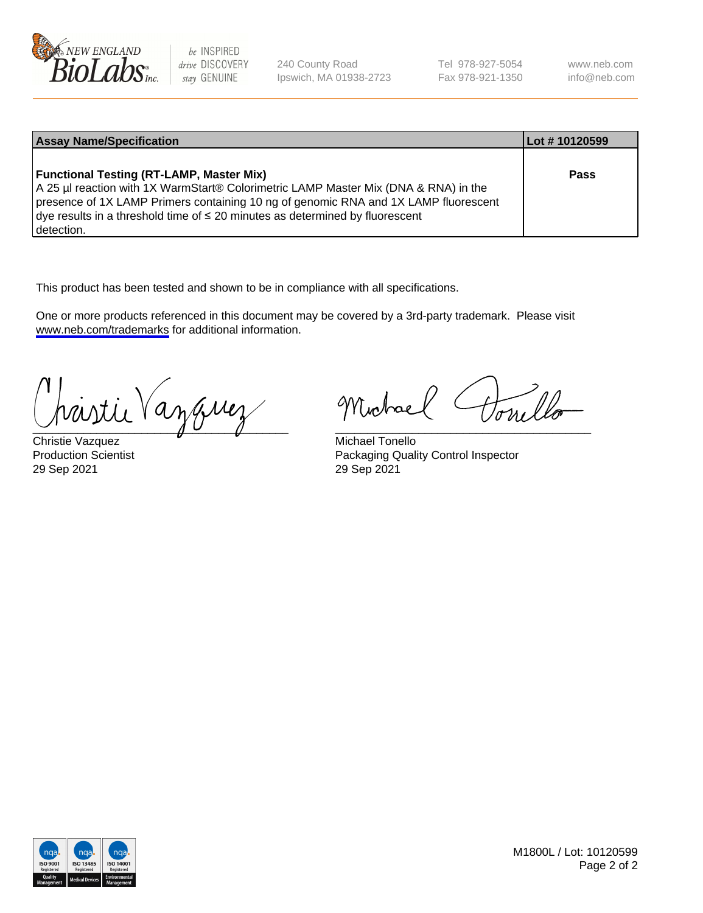| Assay Name/Specification | Lot # 10120599 |
| --- | --- |
| **Functional Testing (RT-LAMP, Master Mix)**<br>A 25 µl reaction with 1X WarmStart® Colorimetric LAMP Master Mix (DNA & RNA) in the presence of 1X LAMP Primers containing 10 ng of genomic RNA and 1X LAMP fluorescent dye results in a threshold time of ≤ 20 minutes as determined by fluorescent detection. | **Pass** |

This product has been tested and shown to be in compliance with all specifications.

One or more products referenced in this document may be covered by a 3rd-party trademark. Please visit www.neb.com/trademarks for additional information.

Christie Vazquez
Production Scientist
29 Sep 2021

Michael Tonello
Packaging Quality Control Inspector
29 Sep 2021

M1800L / Lot: 10120599